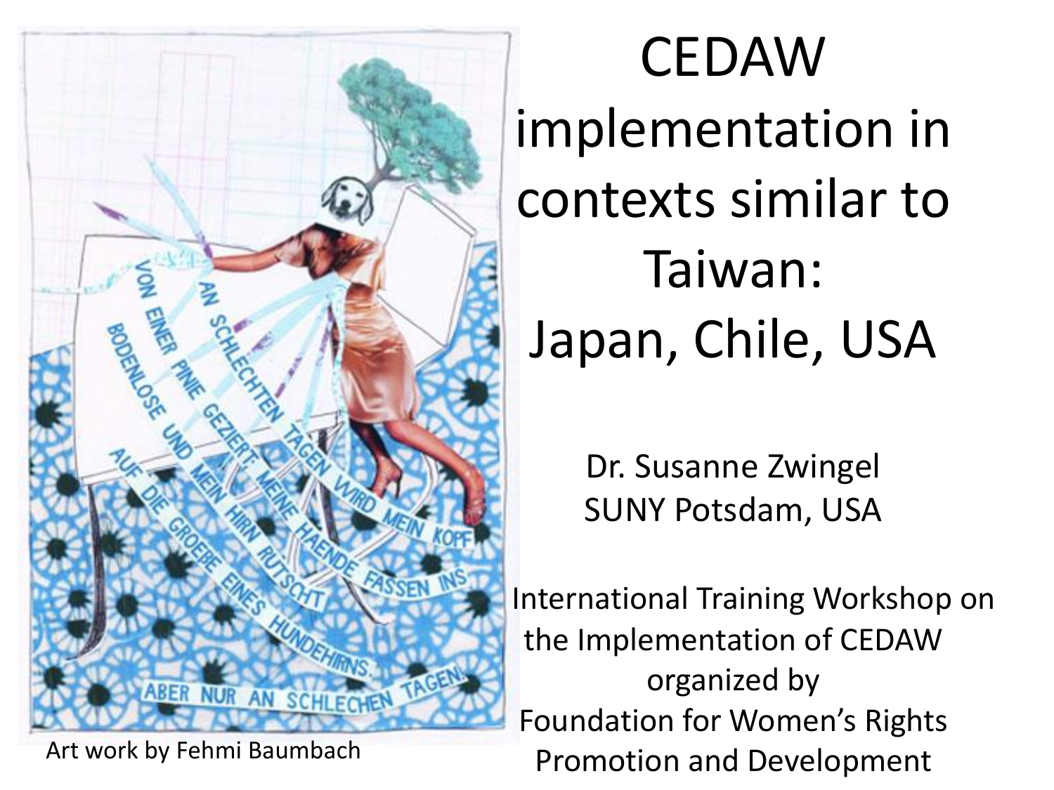# CEDAW implementation in contexts similar to Taiwan: Japan, Chile, USA

Dr. Susanne Zwingel
SUNY Potsdam, USA

International Training Workshop on the Implementation of CEDAW organized by Foundation for Women's Rights Promotion and Development

Art work by Fehmi Baumbach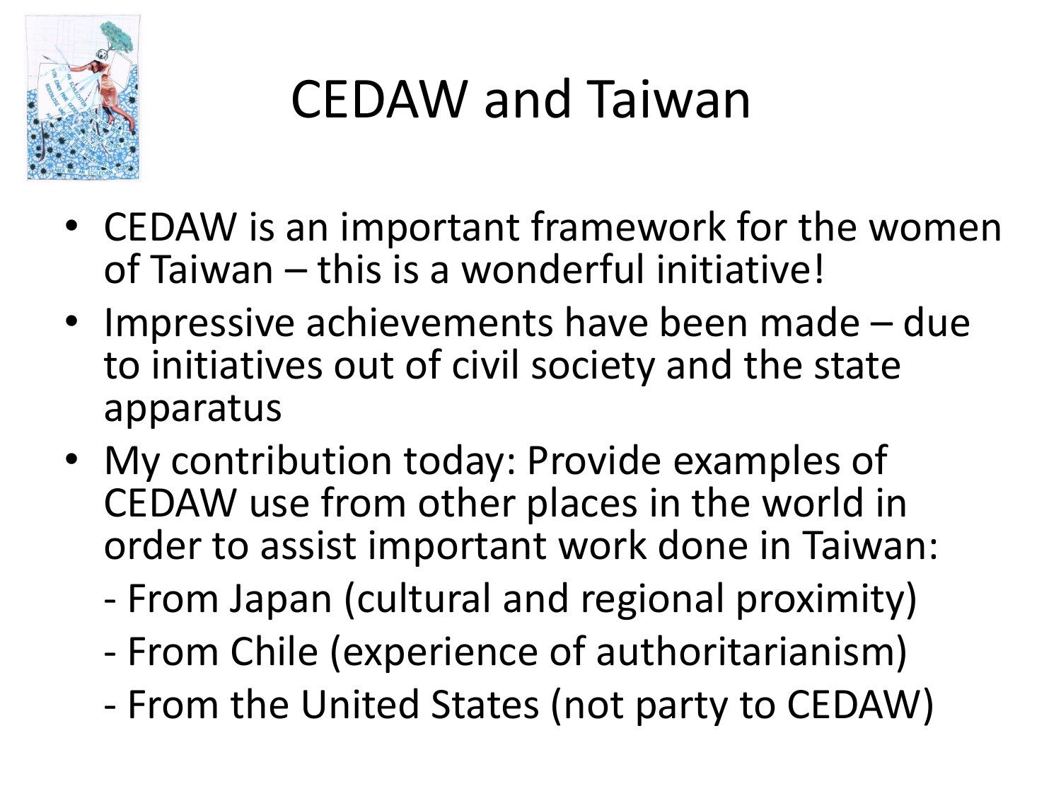# CEDAW and Taiwan

- CEDAW is an important framework for the women of Taiwan – this is a wonderful initiative!
- Impressive achievements have been made – due to initiatives out of civil society and the state apparatus
- My contribution today: Provide examples of CEDAW use from other places in the world in order to assist important work done in Taiwan:
  - From Japan (cultural and regional proximity)
  - From Chile (experience of authoritarianism)
  - From the United States (not party to CEDAW)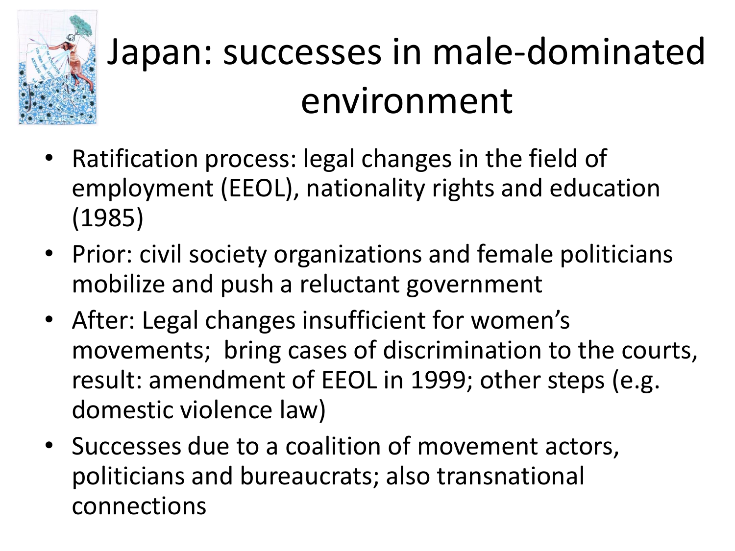# Japan: successes in male-dominated environment

- Ratification process: legal changes in the field of employment (EEOL), nationality rights and education (1985)
- Prior: civil society organizations and female politicians mobilize and push a reluctant government
- After: Legal changes insufficient for women's movements;  bring cases of discrimination to the courts, result: amendment of EEOL in 1999; other steps (e.g. domestic violence law)
- Successes due to a coalition of movement actors, politicians and bureaucrats; also transnational connections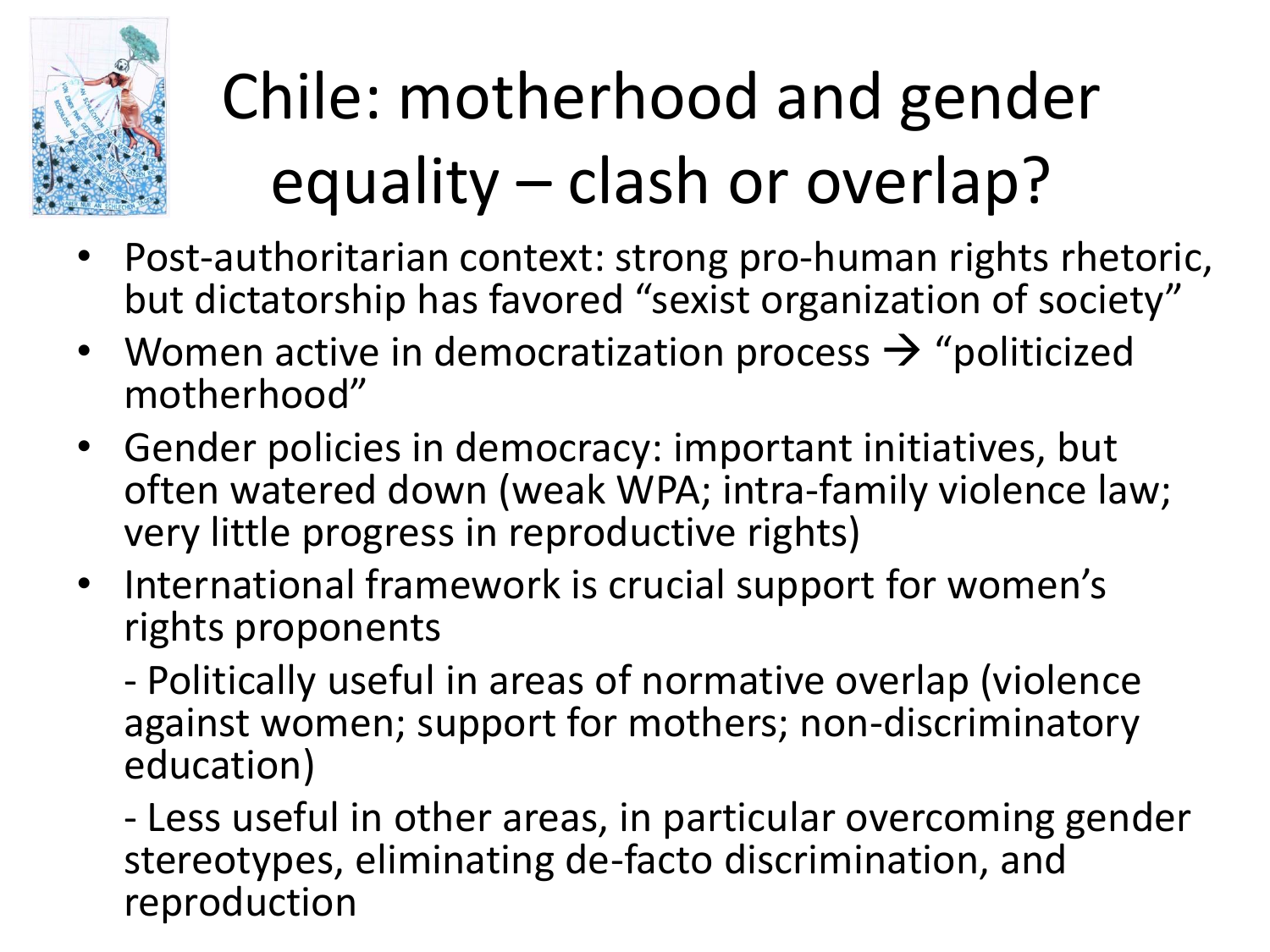# Chile: motherhood and gender equality – clash or overlap?

- Post-authoritarian context: strong pro-human rights rhetoric, but dictatorship has favored "sexist organization of society"
- Women active in democratization process → "politicized motherhood"
- Gender policies in democracy: important initiatives, but often watered down (weak WPA; intra-family violence law; very little progress in reproductive rights)
- International framework is crucial support for women's rights proponents

  - Politically useful in areas of normative overlap (violence against women; support for mothers; non-discriminatory education)

  - Less useful in other areas, in particular overcoming gender stereotypes, eliminating de-facto discrimination, and reproduction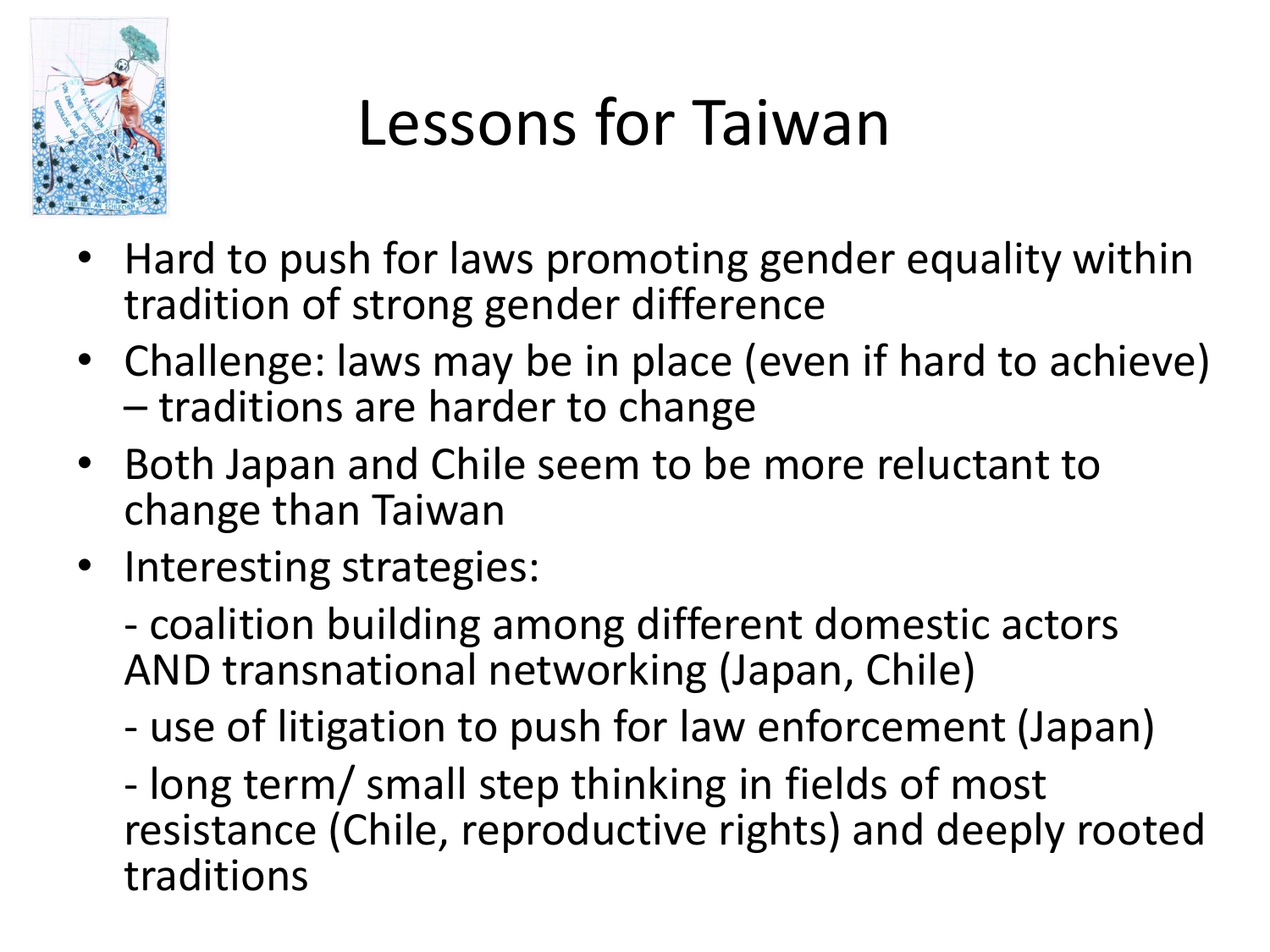# Lessons for Taiwan

- Hard to push for laws promoting gender equality within tradition of strong gender difference
- Challenge: laws may be in place (even if hard to achieve) – traditions are harder to change
- Both Japan and Chile seem to be more reluctant to change than Taiwan
- Interesting strategies:

  - coalition building among different domestic actors AND transnational networking (Japan, Chile)

  - use of litigation to push for law enforcement (Japan)

  - long term/ small step thinking in fields of most resistance (Chile, reproductive rights) and deeply rooted traditions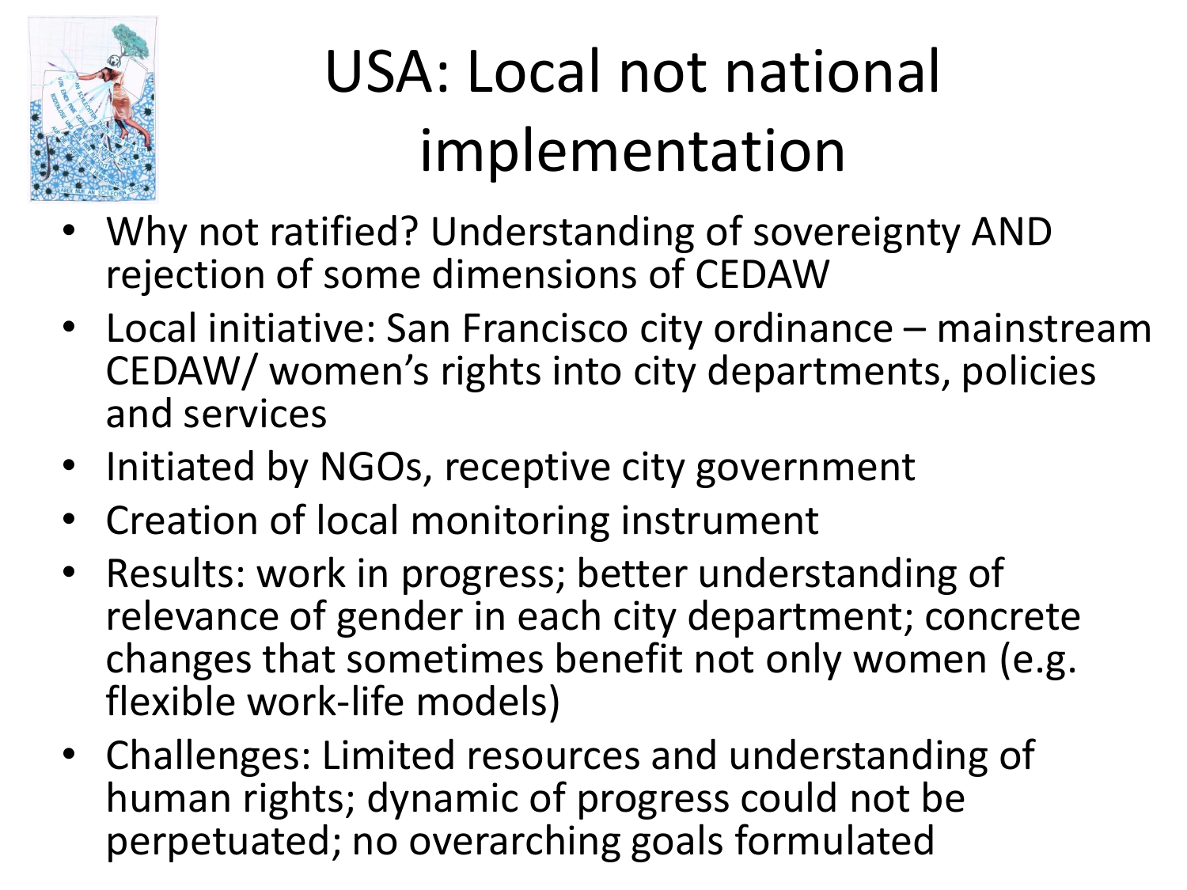# USA: Local not national implementation

- Why not ratified? Understanding of sovereignty AND rejection of some dimensions of CEDAW
- Local initiative: San Francisco city ordinance – mainstream CEDAW/ women's rights into city departments, policies and services
- Initiated by NGOs, receptive city government
- Creation of local monitoring instrument
- Results: work in progress; better understanding of relevance of gender in each city department; concrete changes that sometimes benefit not only women (e.g. flexible work-life models)
- Challenges: Limited resources and understanding of human rights; dynamic of progress could not be perpetuated; no overarching goals formulated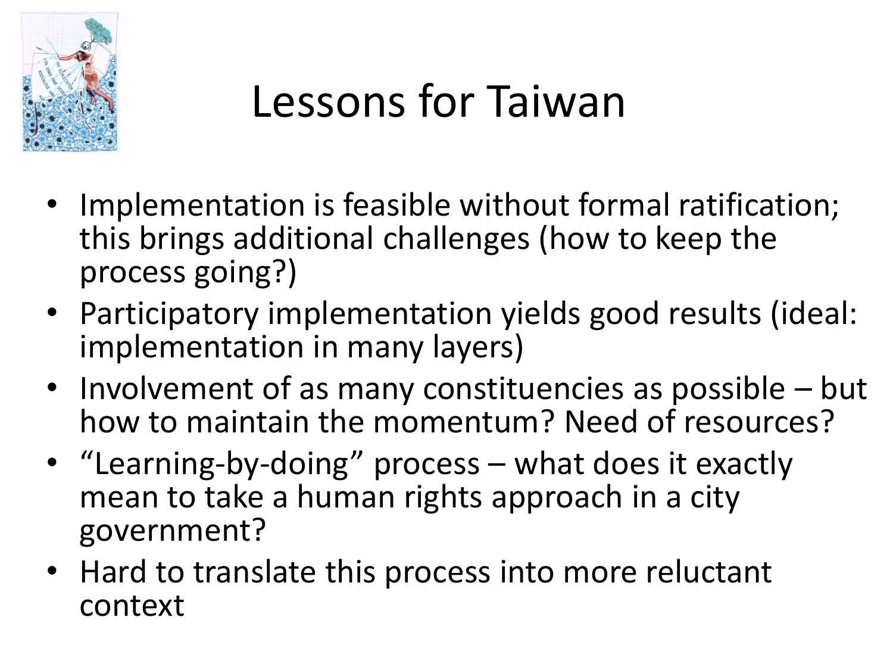# Lessons for Taiwan

- Implementation is feasible without formal ratification; this brings additional challenges (how to keep the process going?)
- Participatory implementation yields good results (ideal: implementation in many layers)
- Involvement of as many constituencies as possible – but how to maintain the momentum? Need of resources?
- "Learning-by-doing" process – what does it exactly mean to take a human rights approach in a city government?
- Hard to translate this process into more reluctant context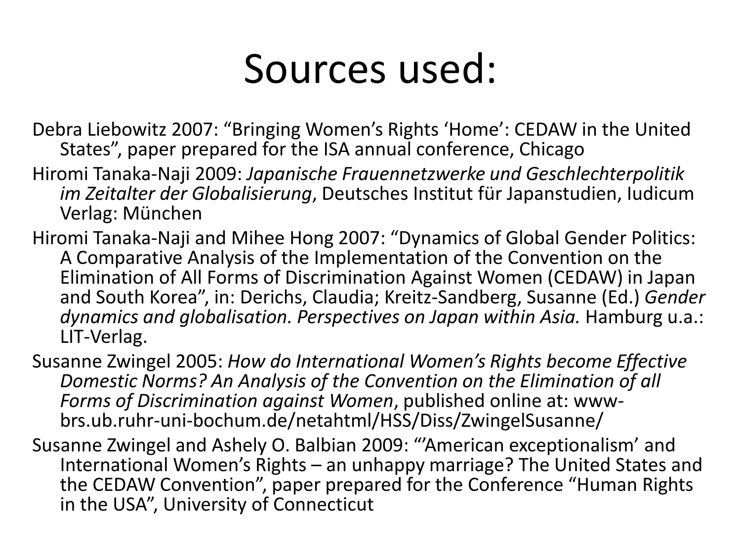# Sources used:

Debra Liebowitz 2007: "Bringing Women's Rights 'Home': CEDAW in the United States", paper prepared for the ISA annual conference, Chicago

Hiromi Tanaka-Naji 2009: *Japanische Frauennetzwerke und Geschlechterpolitik im Zeitalter der Globalisierung*, Deutsches Institut für Japanstudien, Iudicum Verlag: München

Hiromi Tanaka-Naji and Mihee Hong 2007: "Dynamics of Global Gender Politics: A Comparative Analysis of the Implementation of the Convention on the Elimination of All Forms of Discrimination Against Women (CEDAW) in Japan and South Korea", in: Derichs, Claudia; Kreitz-Sandberg, Susanne (Ed.) *Gender dynamics and globalisation. Perspectives on Japan within Asia.* Hamburg u.a.: LIT-Verlag.

Susanne Zwingel 2005: *How do International Women's Rights become Effective Domestic Norms? An Analysis of the Convention on the Elimination of all Forms of Discrimination against Women*, published online at: www-brs.ub.ruhr-uni-bochum.de/netahtml/HSS/Diss/ZwingelSusanne/

Susanne Zwingel and Ashely O. Balbian 2009: "'American exceptionalism' and International Women's Rights – an unhappy marriage? The United States and the CEDAW Convention", paper prepared for the Conference "Human Rights in the USA", University of Connecticut